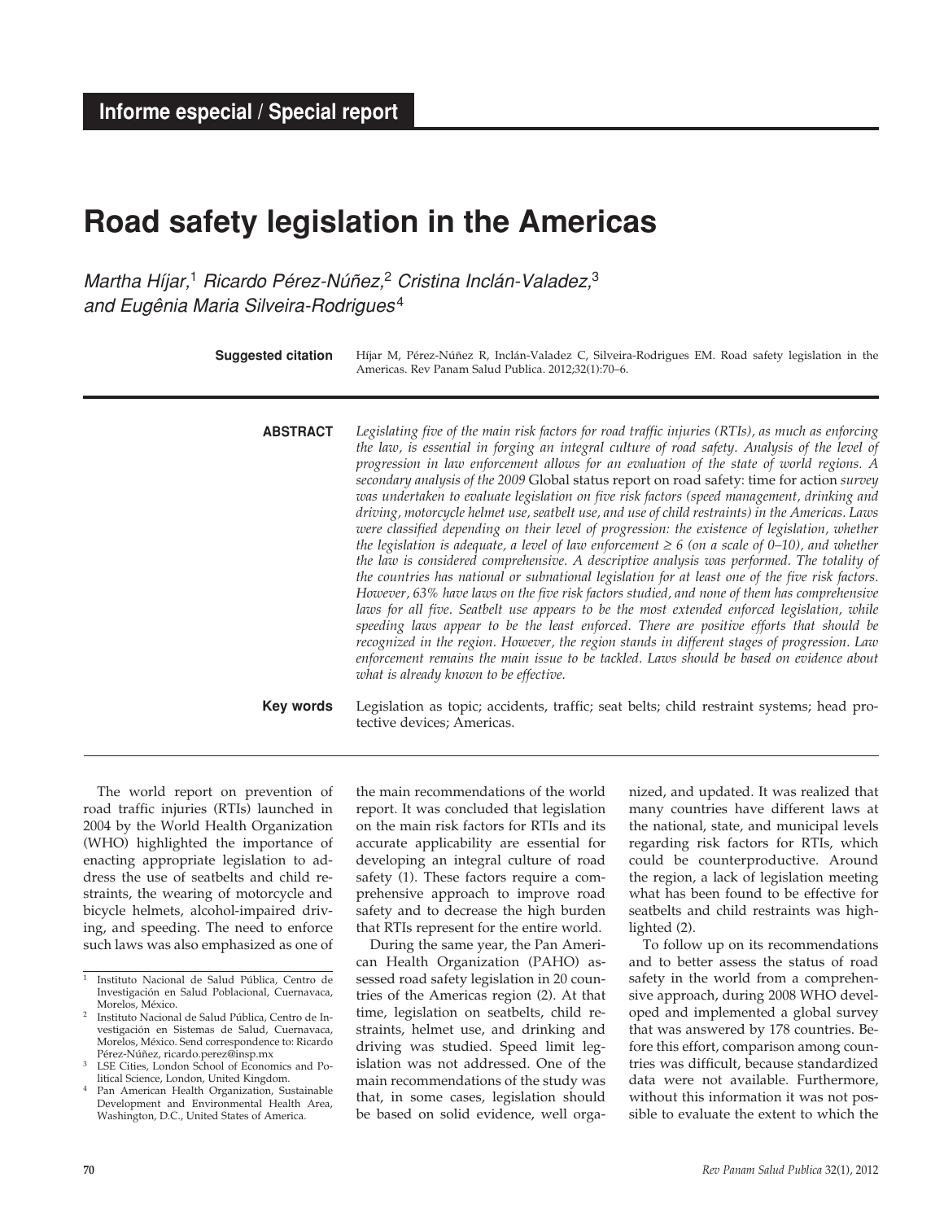**Informe especial / Special report**

# Road safety legislation in the Americas

*Martha Híjar,*[1] *Ricardo Pérez-Núñez,*[2] *Cristina Inclán-Valadez,*[3] *and Eugênia Maria Silveira-Rodrigues*[4]

**Suggested citation** Híjar M, Pérez-Núñez R, Inclán-Valadez C, Silveira-Rodrigues EM. Road safety legislation in the Americas. Rev Panam Salud Publica. 2012;32(1):70–6.

**ABSTRACT** *Legislating five of the main risk factors for road traffic injuries (RTIs), as much as enforcing the law, is essential in forging an integral culture of road safety. Analysis of the level of progression in law enforcement allows for an evaluation of the state of world regions. A secondary analysis of the 2009* Global status report on road safety: time for action *survey was undertaken to evaluate legislation on five risk factors (speed management, drinking and driving, motorcycle helmet use, seatbelt use, and use of child restraints) in the Americas. Laws were classified depending on their level of progression: the existence of legislation, whether the legislation is adequate, a level of law enforcement ≥ 6 (on a scale of 0–10), and whether the law is considered comprehensive. A descriptive analysis was performed. The totality of the countries has national or subnational legislation for at least one of the five risk factors. However, 63% have laws on the five risk factors studied, and none of them has comprehensive laws for all five. Seatbelt use appears to be the most extended enforced legislation, while speeding laws appear to be the least enforced. There are positive efforts that should be recognized in the region. However, the region stands in different stages of progression. Law enforcement remains the main issue to be tackled. Laws should be based on evidence about what is already known to be effective.*

**Key words** Legislation as topic; accidents, traffic; seat belts; child restraint systems; head protective devices; Americas.

The world report on prevention of road traffic injuries (RTIs) launched in 2004 by the World Health Organization (WHO) highlighted the importance of enacting appropriate legislation to address the use of seatbelts and child restraints, the wearing of motorcycle and bicycle helmets, alcohol-impaired driving, and speeding. The need to enforce such laws was also emphasized as one of the main recommendations of the world report. It was concluded that legislation on the main risk factors for RTIs and its accurate applicability are essential for developing an integral culture of road safety (1). These factors require a comprehensive approach to improve road safety and to decrease the high burden that RTIs represent for the entire world.

During the same year, the Pan American Health Organization (PAHO) assessed road safety legislation in 20 countries of the Americas region (2). At that time, legislation on seatbelts, child restraints, helmet use, and drinking and driving was studied. Speed limit legislation was not addressed. One of the main recommendations of the study was that, in some cases, legislation should be based on solid evidence, well organized, and updated. It was realized that many countries have different laws at the national, state, and municipal levels regarding risk factors for RTIs, which could be counterproductive. Around the region, a lack of legislation meeting what has been found to be effective for seatbelts and child restraints was highlighted (2).

To follow up on its recommendations and to better assess the status of road safety in the world from a comprehensive approach, during 2008 WHO developed and implemented a global survey that was answered by 178 countries. Before this effort, comparison among countries was difficult, because standardized data were not available. Furthermore, without this information it was not possible to evaluate the extent to which the

---

[1] Instituto Nacional de Salud Pública, Centro de Investigación en Salud Poblacional, Cuernavaca, Morelos, México.

[2] Instituto Nacional de Salud Pública, Centro de Investigación en Sistemas de Salud, Cuernavaca, Morelos, México. Send correspondence to: Ricardo Pérez-Núñez, ricardo.perez@insp.mx

[3] LSE Cities, London School of Economics and Political Science, London, United Kingdom.

[4] Pan American Health Organization, Sustainable Development and Environmental Health Area, Washington, D.C., United States of America.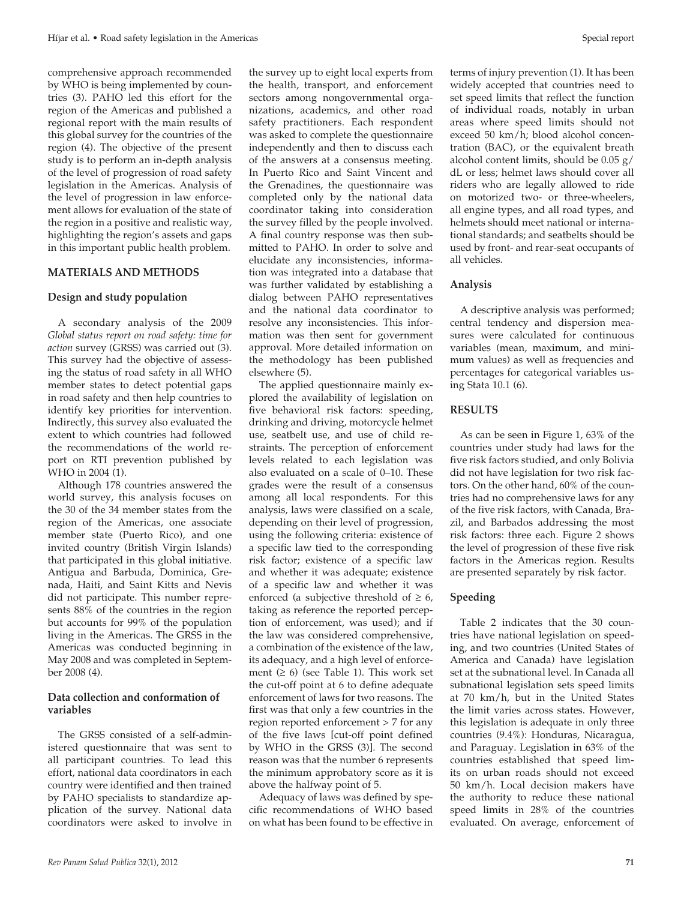comprehensive approach recommended by WHO is being implemented by countries (3). PAHO led this effort for the region of the Americas and published a regional report with the main results of this global survey for the countries of the region (4). The objective of the present study is to perform an in-depth analysis of the level of progression of road safety legislation in the Americas. Analysis of the level of progression in law enforcement allows for evaluation of the state of the region in a positive and realistic way, highlighting the region's assets and gaps in this important public health problem.

## MATERIALS AND METHODS

### Design and study population

A secondary analysis of the 2009 *Global status report on road safety: time for action* survey (GRSS) was carried out (3). This survey had the objective of assessing the status of road safety in all WHO member states to detect potential gaps in road safety and then help countries to identify key priorities for intervention. Indirectly, this survey also evaluated the extent to which countries had followed the recommendations of the world report on RTI prevention published by WHO in 2004 (1).

Although 178 countries answered the world survey, this analysis focuses on the 30 of the 34 member states from the region of the Americas, one associate member state (Puerto Rico), and one invited country (British Virgin Islands) that participated in this global initiative. Antigua and Barbuda, Dominica, Grenada, Haiti, and Saint Kitts and Nevis did not participate. This number represents 88% of the countries in the region but accounts for 99% of the population living in the Americas. The GRSS in the Americas was conducted beginning in May 2008 and was completed in September 2008 (4).

### Data collection and conformation of variables

The GRSS consisted of a self-administered questionnaire that was sent to all participant countries. To lead this effort, national data coordinators in each country were identified and then trained by PAHO specialists to standardize application of the survey. National data coordinators were asked to involve in the survey up to eight local experts from the health, transport, and enforcement sectors among nongovernmental organizations, academics, and other road safety practitioners. Each respondent was asked to complete the questionnaire independently and then to discuss each of the answers at a consensus meeting. In Puerto Rico and Saint Vincent and the Grenadines, the questionnaire was completed only by the national data coordinator taking into consideration the survey filled by the people involved. A final country response was then submitted to PAHO. In order to solve and elucidate any inconsistencies, information was integrated into a database that was further validated by establishing a dialog between PAHO representatives and the national data coordinator to resolve any inconsistencies. This information was then sent for government approval. More detailed information on the methodology has been published elsewhere (5).

The applied questionnaire mainly explored the availability of legislation on five behavioral risk factors: speeding, drinking and driving, motorcycle helmet use, seatbelt use, and use of child restraints. The perception of enforcement levels related to each legislation was also evaluated on a scale of 0–10. These grades were the result of a consensus among all local respondents. For this analysis, laws were classified on a scale, depending on their level of progression, using the following criteria: existence of a specific law tied to the corresponding risk factor; existence of a specific law and whether it was adequate; existence of a specific law and whether it was enforced (a subjective threshold of $\geq 6$, taking as reference the reported perception of enforcement, was used); and if the law was considered comprehensive, a combination of the existence of the law, its adequacy, and a high level of enforcement ($\geq 6$) (see Table 1). This work set the cut-off point at 6 to define adequate enforcement of laws for two reasons. The first was that only a few countries in the region reported enforcement > 7 for any of the five laws [cut-off point defined by WHO in the GRSS (3)]. The second reason was that the number 6 represents the minimum approbatory score as it is above the halfway point of 5.

Adequacy of laws was defined by specific recommendations of WHO based on what has been found to be effective in terms of injury prevention (1). It has been widely accepted that countries need to set speed limits that reflect the function of individual roads, notably in urban areas where speed limits should not exceed 50 km/h; blood alcohol concentration (BAC), or the equivalent breath alcohol content limits, should be 0.05 g/dL or less; helmet laws should cover all riders who are legally allowed to ride on motorized two- or three-wheelers, all engine types, and all road types, and helmets should meet national or international standards; and seatbelts should be used by front- and rear-seat occupants of all vehicles.

### Analysis

A descriptive analysis was performed; central tendency and dispersion measures were calculated for continuous variables (mean, maximum, and minimum values) as well as frequencies and percentages for categorical variables using Stata 10.1 (6).

## RESULTS

As can be seen in Figure 1, 63% of the countries under study had laws for the five risk factors studied, and only Bolivia did not have legislation for two risk factors. On the other hand, 60% of the countries had no comprehensive laws for any of the five risk factors, with Canada, Brazil, and Barbados addressing the most risk factors: three each. Figure 2 shows the level of progression of these five risk factors in the Americas region. Results are presented separately by risk factor.

### Speeding

Table 2 indicates that the 30 countries have national legislation on speeding, and two countries (United States of America and Canada) have legislation set at the subnational level. In Canada all subnational legislation sets speed limits at 70 km/h, but in the United States the limit varies across states. However, this legislation is adequate in only three countries (9.4%): Honduras, Nicaragua, and Paraguay. Legislation in 63% of the countries established that speed limits on urban roads should not exceed 50 km/h. Local decision makers have the authority to reduce these national speed limits in 28% of the countries evaluated. On average, enforcement of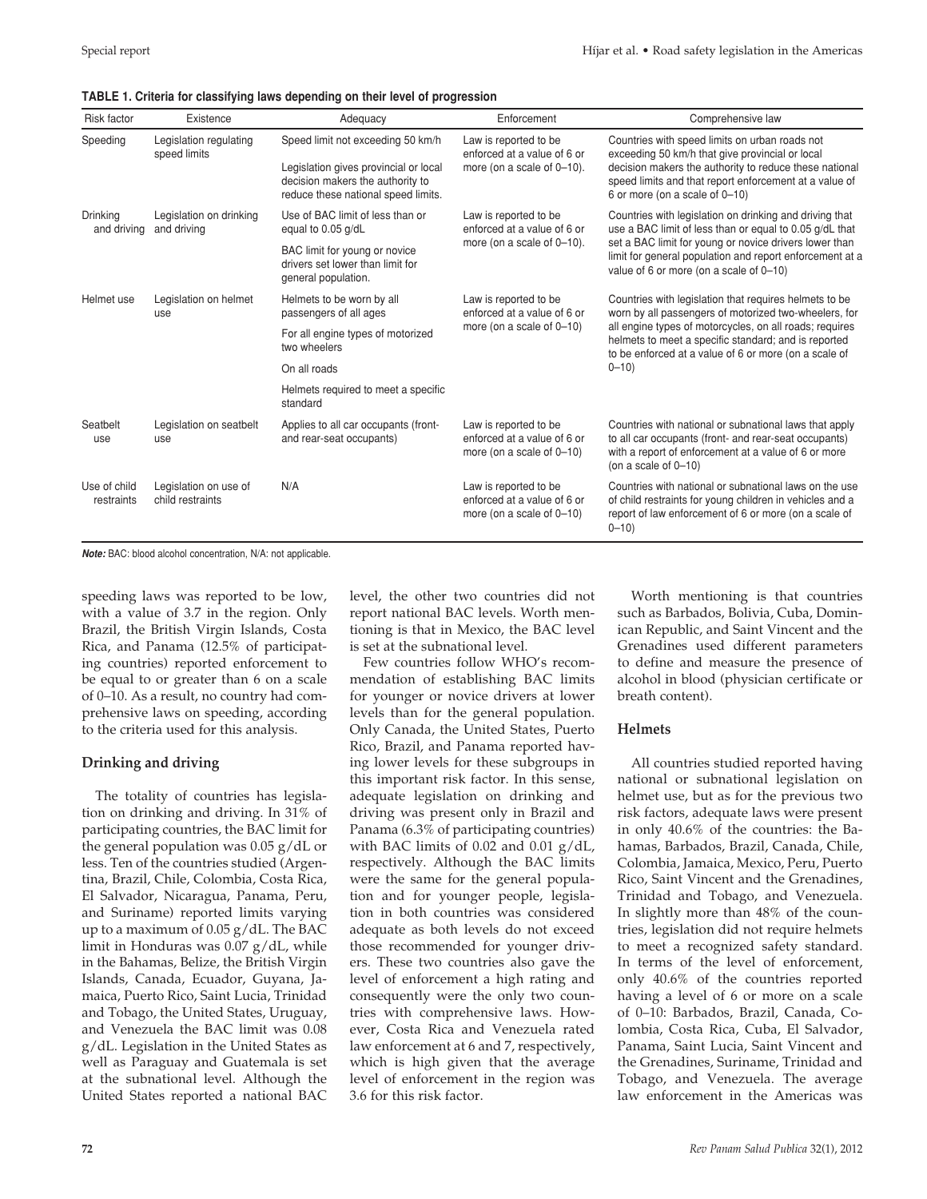**TABLE 1. Criteria for classifying laws depending on their level of progression**

| Risk factor | Existence | Adequacy | Enforcement | Comprehensive law |
|---|---|---|---|---|
| Speeding | Legislation regulating speed limits | Speed limit not exceeding 50 km/h<br>Legislation gives provincial or local decision makers the authority to reduce these national speed limits. | Law is reported to be enforced at a value of 6 or more (on a scale of 0–10). | Countries with speed limits on urban roads not exceeding 50 km/h that give provincial or local decision makers the authority to reduce these national speed limits and that report enforcement at a value of 6 or more (on a scale of 0–10) |
| Drinking and driving | Legislation on drinking and driving | Use of BAC limit of less than or equal to 0.05 g/dL<br>BAC limit for young or novice drivers set lower than limit for general population. | Law is reported to be enforced at a value of 6 or more (on a scale of 0–10). | Countries with legislation on drinking and driving that use a BAC limit of less than or equal to 0.05 g/dL that set a BAC limit for young or novice drivers lower than limit for general population and report enforcement at a value of 6 or more (on a scale of 0–10) |
| Helmet use | Legislation on helmet use | Helmets to be worn by all passengers of all ages<br>For all engine types of motorized two wheelers<br>On all roads<br>Helmets required to meet a specific standard | Law is reported to be enforced at a value of 6 or more (on a scale of 0–10) | Countries with legislation that requires helmets to be worn by all passengers of motorized two-wheelers, for all engine types of motorcycles, on all roads; requires helmets to meet a specific standard; and is reported to be enforced at a value of 6 or more (on a scale of 0–10) |
| Seatbelt use | Legislation on seatbelt use | Applies to all car occupants (front- and rear-seat occupants) | Law is reported to be enforced at a value of 6 or more (on a scale of 0–10) | Countries with national or subnational laws that apply to all car occupants (front- and rear-seat occupants) with a report of enforcement at a value of 6 or more (on a scale of 0–10) |
| Use of child restraints | Legislation on use of child restraints | N/A | Law is reported to be enforced at a value of 6 or more (on a scale of 0–10) | Countries with national or subnational laws on the use of child restraints for young children in vehicles and a report of law enforcement of 6 or more (on a scale of 0–10) |

***Note:*** BAC: blood alcohol concentration, N/A: not applicable.

speeding laws was reported to be low, with a value of 3.7 in the region. Only Brazil, the British Virgin Islands, Costa Rica, and Panama (12.5% of participating countries) reported enforcement to be equal to or greater than 6 on a scale of 0–10. As a result, no country had comprehensive laws on speeding, according to the criteria used for this analysis.

## Drinking and driving

The totality of countries has legislation on drinking and driving. In 31% of participating countries, the BAC limit for the general population was 0.05 g/dL or less. Ten of the countries studied (Argentina, Brazil, Chile, Colombia, Costa Rica, El Salvador, Nicaragua, Panama, Peru, and Suriname) reported limits varying up to a maximum of 0.05 g/dL. The BAC limit in Honduras was 0.07 g/dL, while in the Bahamas, Belize, the British Virgin Islands, Canada, Ecuador, Guyana, Jamaica, Puerto Rico, Saint Lucia, Trinidad and Tobago, the United States, Uruguay, and Venezuela the BAC limit was 0.08 g/dL. Legislation in the United States as well as Paraguay and Guatemala is set at the subnational level. Although the United States reported a national BAC level, the other two countries did not report national BAC levels. Worth mentioning is that in Mexico, the BAC level is set at the subnational level.

Few countries follow WHO's recommendation of establishing BAC limits for younger or novice drivers at lower levels than for the general population. Only Canada, the United States, Puerto Rico, Brazil, and Panama reported having lower levels for these subgroups in this important risk factor. In this sense, adequate legislation on drinking and driving was present only in Brazil and Panama (6.3% of participating countries) with BAC limits of 0.02 and 0.01 g/dL, respectively. Although the BAC limits were the same for the general population and for younger people, legislation in both countries was considered adequate as both levels do not exceed those recommended for younger drivers. These two countries also gave the level of enforcement a high rating and consequently were the only two countries with comprehensive laws. However, Costa Rica and Venezuela rated law enforcement at 6 and 7, respectively, which is high given that the average level of enforcement in the region was 3.6 for this risk factor.

Worth mentioning is that countries such as Barbados, Bolivia, Cuba, Dominican Republic, and Saint Vincent and the Grenadines used different parameters to define and measure the presence of alcohol in blood (physician certificate or breath content).

## Helmets

All countries studied reported having national or subnational legislation on helmet use, but as for the previous two risk factors, adequate laws were present in only 40.6% of the countries: the Bahamas, Barbados, Brazil, Canada, Chile, Colombia, Jamaica, Mexico, Peru, Puerto Rico, Saint Vincent and the Grenadines, Trinidad and Tobago, and Venezuela. In slightly more than 48% of the countries, legislation did not require helmets to meet a recognized safety standard. In terms of the level of enforcement, only 40.6% of the countries reported having a level of 6 or more on a scale of 0–10: Barbados, Brazil, Canada, Colombia, Costa Rica, Cuba, El Salvador, Panama, Saint Lucia, Saint Vincent and the Grenadines, Suriname, Trinidad and Tobago, and Venezuela. The average law enforcement in the Americas was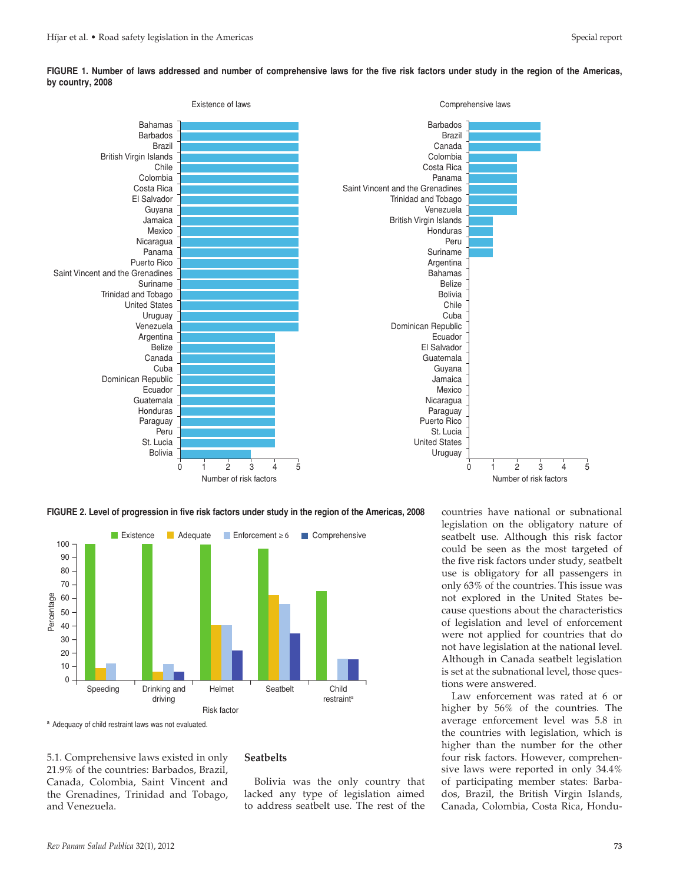**FIGURE 1. Number of laws addressed and number of comprehensive laws for the five risk factors under study in the region of the Americas, by country, 2008**

**FIGURE 2. Level of progression in five risk factors under study in the region of the Americas, 2008**

[a] Adequacy of child restraint laws was not evaluated.

5.1. Comprehensive laws existed in only 21.9% of the countries: Barbados, Brazil, Canada, Colombia, Saint Vincent and the Grenadines, Trinidad and Tobago, and Venezuela.

## Seatbelts

Bolivia was the only country that lacked any type of legislation aimed to address seatbelt use. The rest of the countries have national or subnational legislation on the obligatory nature of seatbelt use. Although this risk factor could be seen as the most targeted of the five risk factors under study, seatbelt use is obligatory for all passengers in only 63% of the countries. This issue was not explored in the United States because questions about the characteristics of legislation and level of enforcement were not applied for countries that do not have legislation at the national level. Although in Canada seatbelt legislation is set at the subnational level, those questions were answered.

Law enforcement was rated at 6 or higher by 56% of the countries. The average enforcement level was 5.8 in the countries with legislation, which is higher than the number for the other four risk factors. However, comprehensive laws were reported in only 34.4% of participating member states: Barbados, Brazil, the British Virgin Islands, Canada, Colombia, Costa Rica, Hondu-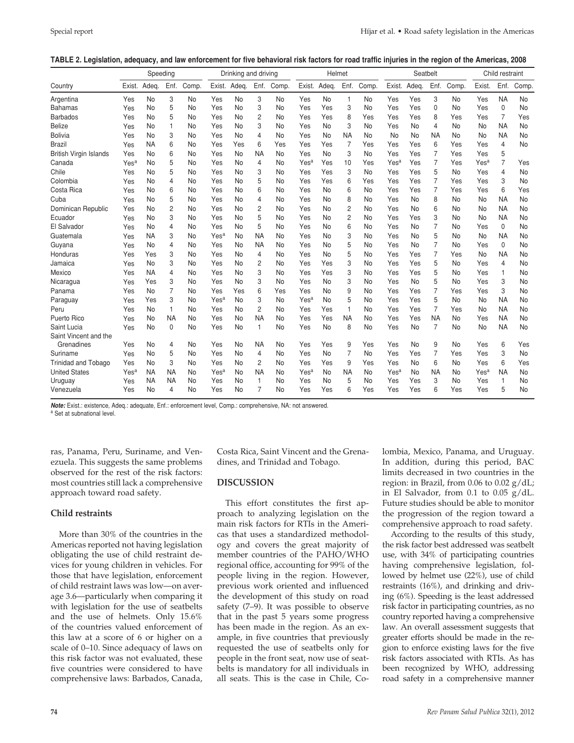**TABLE 2. Legislation, adequacy, and law enforcement for five behavioral risk factors for road traffic injuries in the region of the Americas, 2008**

| Country | Speeding | | | | Drinking and driving | | | | Helmet | | | | Seatbelt | | | | Child restraint | | |
|---|---|---|---|---|---|---|---|---|---|---|---|---|---|---|---|---|---|---|---|
| | Exist. | Adeq. | Enf. | Comp. | Exist. | Adeq. | Enf. | Comp. | Exist. | Adeq. | Enf. | Comp. | Exist. | Adeq. | Enf. | Comp. | Exist. | Enf. | Comp. |
| Argentina | Yes | No | 3 | No | Yes | No | 3 | No | Yes | No | 1 | No | Yes | Yes | 3 | No | Yes | NA | No |
| Bahamas | Yes | No | 5 | No | Yes | No | 3 | No | Yes | Yes | 3 | No | Yes | Yes | 0 | No | Yes | 0 | No |
| Barbados | Yes | No | 5 | No | Yes | No | 2 | No | Yes | Yes | 8 | Yes | Yes | Yes | 8 | Yes | Yes | 7 | Yes |
| Belize | Yes | No | 1 | No | Yes | No | 3 | No | Yes | No | 3 | No | Yes | No | 4 | No | No | NA | No |
| Bolivia | Yes | No | 3 | No | Yes | No | 4 | No | Yes | No | NA | No | No | No | NA | No | No | NA | No |
| Brazil | Yes | NA | 6 | No | Yes | Yes | 6 | Yes | Yes | Yes | 7 | Yes | Yes | Yes | 6 | Yes | Yes | 4 | No |
| British Virgin Islands | Yes | No | 6 | No | Yes | No | NA | No | Yes | No | 3 | No | Yes | Yes | 7 | Yes | Yes | 5 | |
| Canada | Yes[a] | No | 5 | No | Yes | No | 4 | No | Yes[a] | Yes | 10 | Yes | Yes[a] | Yes | 7 | Yes | Yes[a] | 7 | Yes |
| Chile | Yes | No | 5 | No | Yes | No | 3 | No | Yes | Yes | 3 | No | Yes | Yes | 5 | No | Yes | 4 | No |
| Colombia | Yes | No | 4 | No | Yes | No | 5 | No | Yes | Yes | 6 | Yes | Yes | Yes | 7 | Yes | Yes | 3 | No |
| Costa Rica | Yes | No | 6 | No | Yes | No | 6 | No | Yes | No | 6 | No | Yes | Yes | 7 | Yes | Yes | 6 | Yes |
| Cuba | Yes | No | 5 | No | Yes | No | 4 | No | Yes | No | 8 | No | Yes | No | 8 | No | No | NA | No |
| Dominican Republic | Yes | No | 2 | No | Yes | No | 2 | No | Yes | No | 2 | No | Yes | No | 6 | No | No | NA | No |
| Ecuador | Yes | No | 3 | No | Yes | No | 5 | No | Yes | No | 2 | No | Yes | Yes | 3 | No | No | NA | No |
| El Salvador | Yes | No | 4 | No | Yes | No | 5 | No | Yes | No | 6 | No | Yes | No | 7 | No | Yes | 0 | No |
| Guatemala | Yes | NA | 3 | No | Yes[a] | No | NA | No | Yes | No | 3 | No | Yes | No | 5 | No | No | NA | No |
| Guyana | Yes | No | 4 | No | Yes | No | NA | No | Yes | No | 5 | No | Yes | No | 7 | No | Yes | 0 | No |
| Honduras | Yes | Yes | 3 | No | Yes | No | 4 | No | Yes | No | 5 | No | Yes | Yes | 7 | Yes | No | NA | No |
| Jamaica | Yes | No | 3 | No | Yes | No | 2 | No | Yes | Yes | 3 | No | Yes | Yes | 5 | No | Yes | 4 | No |
| Mexico | Yes | NA | 4 | No | Yes | No | 3 | No | Yes | Yes | 3 | No | Yes | Yes | 5 | No | Yes | 1 | No |
| Nicaragua | Yes | Yes | 3 | No | Yes | No | 3 | No | Yes | No | 3 | No | Yes | No | 5 | No | Yes | 3 | No |
| Panama | Yes | No | 7 | No | Yes | Yes | 6 | Yes | Yes | No | 9 | No | Yes | Yes | 7 | Yes | Yes | 3 | No |
| Paraguay | Yes | Yes | 3 | No | Yes[a] | No | 3 | No | Yes[a] | No | 5 | No | Yes | Yes | 5 | No | No | NA | No |
| Peru | Yes | No | 1 | No | Yes | No | 2 | No | Yes | Yes | 1 | No | Yes | Yes | 7 | Yes | No | NA | No |
| Puerto Rico | Yes | No | NA | No | Yes | No | NA | No | Yes | Yes | NA | No | Yes | Yes | NA | No | Yes | NA | No |
| Saint Lucia | Yes | No | 0 | No | Yes | No | 1 | No | Yes | No | 8 | No | Yes | No | 7 | No | No | NA | No |
| Saint Vincent and the Grenadines | Yes | No | 4 | No | Yes | No | NA | No | Yes | Yes | 9 | Yes | Yes | No | 9 | No | Yes | 6 | Yes |
| Suriname | Yes | No | 5 | No | Yes | No | 4 | No | Yes | No | 7 | No | Yes | Yes | 7 | Yes | Yes | 3 | No |
| Trinidad and Tobago | Yes | No | 3 | No | Yes | No | 2 | No | Yes | Yes | 9 | Yes | Yes | No | 6 | No | Yes | 6 | Yes |
| United States | Yes[a] | NA | NA | No | Yes[a] | No | NA | No | Yes[a] | No | NA | No | Yes[a] | No | NA | No | Yes[a] | NA | No |
| Uruguay | Yes | NA | NA | No | Yes | No | 1 | No | Yes | No | 5 | No | Yes | Yes | 3 | No | Yes | 1 | No |
| Venezuela | Yes | No | 4 | No | Yes | No | 7 | No | Yes | Yes | 6 | Yes | Yes | Yes | 6 | Yes | Yes | 5 | No |

***Note:*** Exist.: existence, Adeq.: adequate, Enf.: enforcement level, Comp.: comprehensive, NA: not answered.
[a] Set at subnational level.

ras, Panama, Peru, Suriname, and Venezuela. This suggests the same problems observed for the rest of the risk factors: most countries still lack a comprehensive approach toward road safety.

### Child restraints

More than 30% of the countries in the Americas reported not having legislation obligating the use of child restraint devices for young children in vehicles. For those that have legislation, enforcement of child restraint laws was low—on average 3.6—particularly when comparing it with legislation for the use of seatbelts and the use of helmets. Only 15.6% of the countries valued enforcement of this law at a score of 6 or higher on a scale of 0–10. Since adequacy of laws on this risk factor was not evaluated, these five countries were considered to have comprehensive laws: Barbados, Canada, Costa Rica, Saint Vincent and the Grenadines, and Trinidad and Tobago.

## DISCUSSION

This effort constitutes the first approach to analyzing legislation on the main risk factors for RTIs in the Americas that uses a standardized methodology and covers the great majority of member countries of the PAHO/WHO regional office, accounting for 99% of the people living in the region. However, previous work oriented and influenced the development of this study on road safety (7–9). It was possible to observe that in the past 5 years some progress has been made in the region. As an example, in five countries that previously requested the use of seatbelts only for people in the front seat, now use of seatbelts is mandatory for all individuals in all seats. This is the case in Chile, Colombia, Mexico, Panama, and Uruguay. In addition, during this period, BAC limits decreased in two countries in the region: in Brazil, from 0.06 to 0.02 g/dL; in El Salvador, from 0.1 to 0.05 g/dL. Future studies should be able to monitor the progression of the region toward a comprehensive approach to road safety.

According to the results of this study, the risk factor best addressed was seatbelt use, with 34% of participating countries having comprehensive legislation, followed by helmet use (22%), use of child restraints (16%), and drinking and driving (6%). Speeding is the least addressed risk factor in participating countries, as no country reported having a comprehensive law. An overall assessment suggests that greater efforts should be made in the region to enforce existing laws for the five risk factors associated with RTIs. As has been recognized by WHO, addressing road safety in a comprehensive manner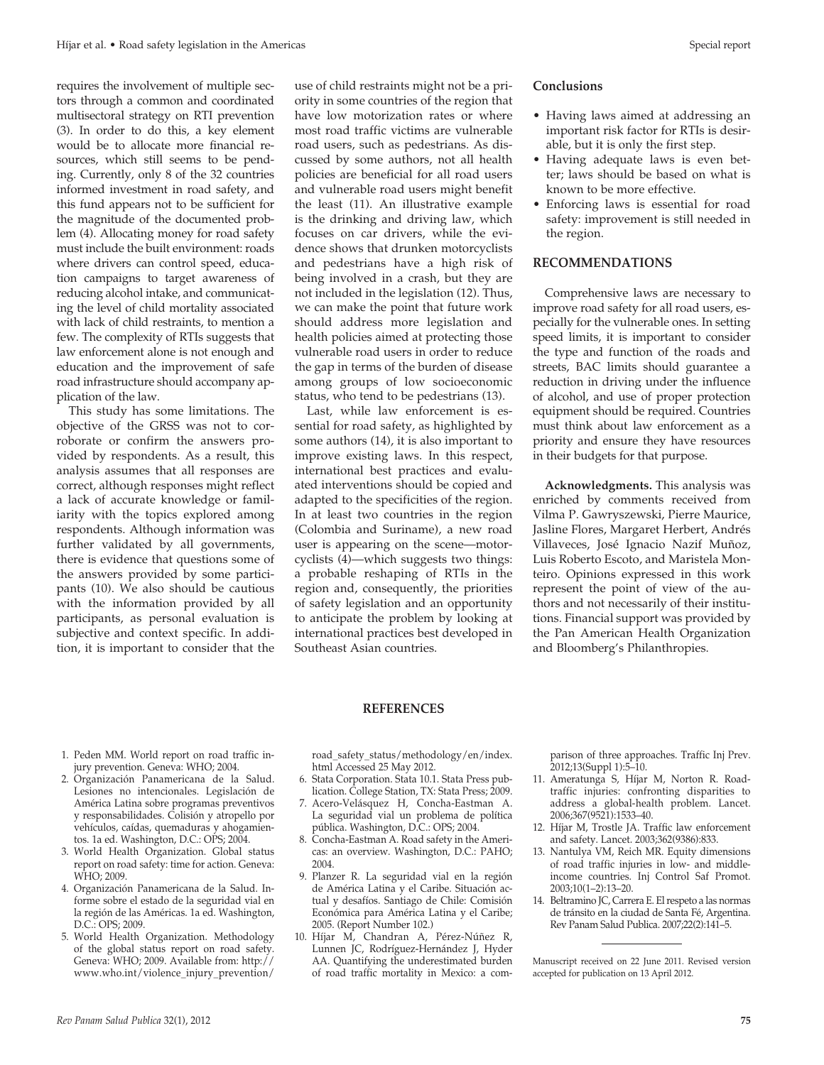requires the involvement of multiple sectors through a common and coordinated multisectoral strategy on RTI prevention (3). In order to do this, a key element would be to allocate more financial resources, which still seems to be pending. Currently, only 8 of the 32 countries informed investment in road safety, and this fund appears not to be sufficient for the magnitude of the documented problem (4). Allocating money for road safety must include the built environment: roads where drivers can control speed, education campaigns to target awareness of reducing alcohol intake, and communicating the level of child mortality associated with lack of child restraints, to mention a few. The complexity of RTIs suggests that law enforcement alone is not enough and education and the improvement of safe road infrastructure should accompany application of the law.

This study has some limitations. The objective of the GRSS was not to corroborate or confirm the answers provided by respondents. As a result, this analysis assumes that all responses are correct, although responses might reflect a lack of accurate knowledge or familiarity with the topics explored among respondents. Although information was further validated by all governments, there is evidence that questions some of the answers provided by some participants (10). We also should be cautious with the information provided by all participants, as personal evaluation is subjective and context specific. In addition, it is important to consider that the use of child restraints might not be a priority in some countries of the region that have low motorization rates or where most road traffic victims are vulnerable road users, such as pedestrians. As discussed by some authors, not all health policies are beneficial for all road users and vulnerable road users might benefit the least (11). An illustrative example is the drinking and driving law, which focuses on car drivers, while the evidence shows that drunken motorcyclists and pedestrians have a high risk of being involved in a crash, but they are not included in the legislation (12). Thus, we can make the point that future work should address more legislation and health policies aimed at protecting those vulnerable road users in order to reduce the gap in terms of the burden of disease among groups of low socioeconomic status, who tend to be pedestrians (13).

Last, while law enforcement is essential for road safety, as highlighted by some authors (14), it is also important to improve existing laws. In this respect, international best practices and evaluated interventions should be copied and adapted to the specificities of the region. In at least two countries in the region (Colombia and Suriname), a new road user is appearing on the scene—motorcyclists (4)—which suggests two things: a probable reshaping of RTIs in the region and, consequently, the priorities of safety legislation and an opportunity to anticipate the problem by looking at international practices best developed in Southeast Asian countries.

### Conclusions

- Having laws aimed at addressing an important risk factor for RTIs is desirable, but it is only the first step.
- Having adequate laws is even better; laws should be based on what is known to be more effective.
- Enforcing laws is essential for road safety: improvement is still needed in the region.

## RECOMMENDATIONS

Comprehensive laws are necessary to improve road safety for all road users, especially for the vulnerable ones. In setting speed limits, it is important to consider the type and function of the roads and streets, BAC limits should guarantee a reduction in driving under the influence of alcohol, and use of proper protection equipment should be required. Countries must think about law enforcement as a priority and ensure they have resources in their budgets for that purpose.

**Acknowledgments.** This analysis was enriched by comments received from Vilma P. Gawryszewski, Pierre Maurice, Jasline Flores, Margaret Herbert, Andrés Villaveces, José Ignacio Nazif Muñoz, Luis Roberto Escoto, and Maristela Monteiro. Opinions expressed in this work represent the point of view of the authors and not necessarily of their institutions. Financial support was provided by the Pan American Health Organization and Bloomberg's Philanthropies.

## REFERENCES

1. Peden MM. World report on road traffic injury prevention. Geneva: WHO; 2004.
2. Organización Panamericana de la Salud. Lesiones no intencionales. Legislación de América Latina sobre programas preventivos y responsabilidades. Colisión y atropello por vehículos, caídas, quemaduras y ahogamientos. 1a ed. Washington, D.C.: OPS; 2004.
3. World Health Organization. Global status report on road safety: time for action. Geneva: WHO; 2009.
4. Organización Panamericana de la Salud. Informe sobre el estado de la seguridad vial en la región de las Américas. 1a ed. Washington, D.C.: OPS; 2009.
5. World Health Organization. Methodology of the global status report on road safety. Geneva: WHO; 2009. Available from: http://www.who.int/violence_injury_prevention/road_safety_status/methodology/en/index.html Accessed 25 May 2012.
6. Stata Corporation. Stata 10.1. Stata Press publication. College Station, TX: Stata Press; 2009.
7. Acero-Velásquez H, Concha-Eastman A. La seguridad vial un problema de política pública. Washington, D.C.: OPS; 2004.
8. Concha-Eastman A. Road safety in the Americas: an overview. Washington, D.C.: PAHO; 2004.
9. Planzer R. La seguridad vial en la región de América Latina y el Caribe. Situación actual y desafíos. Santiago de Chile: Comisión Económica para América Latina y el Caribe; 2005. (Report Number 102.)
10. Híjar M, Chandran A, Pérez-Núñez R, Lunnen JC, Rodríguez-Hernández J, Hyder AA. Quantifying the underestimated burden of road traffic mortality in Mexico: a comparison of three approaches. Traffic Inj Prev. 2012;13(Suppl 1):5–10.
11. Ameratunga S, Híjar M, Norton R. Road-traffic injuries: confronting disparities to address a global-health problem. Lancet. 2006;367(9521):1533–40.
12. Híjar M, Trostle JA. Traffic law enforcement and safety. Lancet. 2003;362(9386):833.
13. Nantulya VM, Reich MR. Equity dimensions of road traffic injuries in low- and middle-income countries. Inj Control Saf Promot. 2003;10(1–2):13–20.
14. Beltramino JC, Carrera E. El respeto a las normas de tránsito en la ciudad de Santa Fé, Argentina. Rev Panam Salud Publica. 2007;22(2):141–5.

Manuscript received on 22 June 2011. Revised version accepted for publication on 13 April 2012.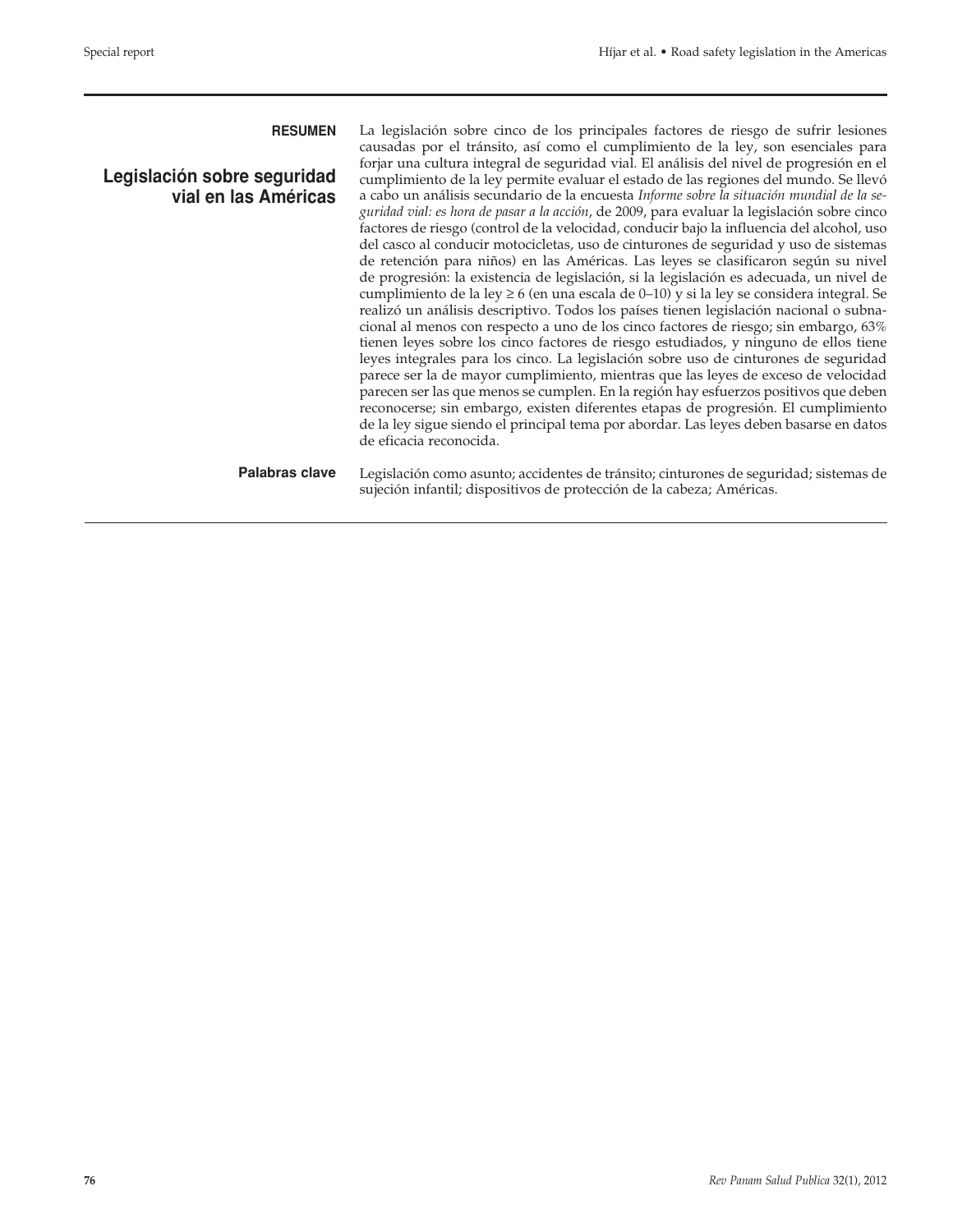## RESUMEN

## Legislación sobre seguridad vial en las Américas

La legislación sobre cinco de los principales factores de riesgo de sufrir lesiones causadas por el tránsito, así como el cumplimiento de la ley, son esenciales para forjar una cultura integral de seguridad vial. El análisis del nivel de progresión en el cumplimiento de la ley permite evaluar el estado de las regiones del mundo. Se llevó a cabo un análisis secundario de la encuesta *Informe sobre la situación mundial de la seguridad vial: es hora de pasar a la acción*, de 2009, para evaluar la legislación sobre cinco factores de riesgo (control de la velocidad, conducir bajo la influencia del alcohol, uso del casco al conducir motocicletas, uso de cinturones de seguridad y uso de sistemas de retención para niños) en las Américas. Las leyes se clasificaron según su nivel de progresión: la existencia de legislación, si la legislación es adecuada, un nivel de cumplimiento de la ley ≥ 6 (en una escala de 0–10) y si la ley se considera integral. Se realizó un análisis descriptivo. Todos los países tienen legislación nacional o subnacional al menos con respecto a uno de los cinco factores de riesgo; sin embargo, 63% tienen leyes sobre los cinco factores de riesgo estudiados, y ninguno de ellos tiene leyes integrales para los cinco. La legislación sobre uso de cinturones de seguridad parece ser la de mayor cumplimiento, mientras que las leyes de exceso de velocidad parecen ser las que menos se cumplen. En la región hay esfuerzos positivos que deben reconocerse; sin embargo, existen diferentes etapas de progresión. El cumplimiento de la ley sigue siendo el principal tema por abordar. Las leyes deben basarse en datos de eficacia reconocida.

**Palabras clave** Legislación como asunto; accidentes de tránsito; cinturones de seguridad; sistemas de sujeción infantil; dispositivos de protección de la cabeza; Américas.